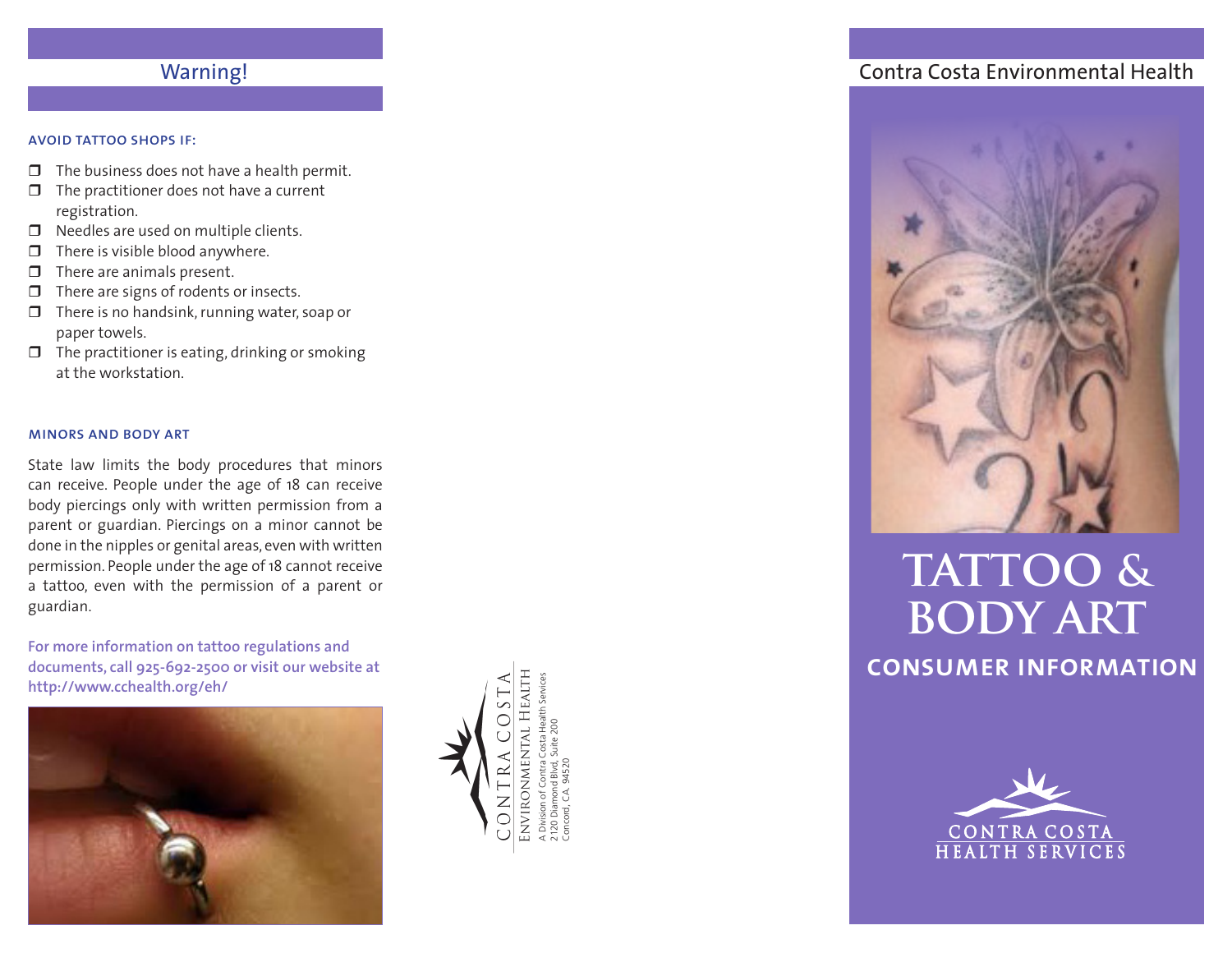## Warning!

**AVOID TATTOO SHOPS IF:**

- ❒ The business does not have a health permit.
- ❒ The practitioner does not have a current registration.
- ❒ Needles are used on multiple clients.
- ❒ There is visible blood anywhere.
- ❒ There are animals present.
- ❒ There are signs of rodents or insects.
- ❒ There is no handsink, running water, soap or paper towels.
- ❒ The practitioner is eating, drinking or smoking at the workstation.

**MINORS AND BODY ART**

State law limits the body procedures that minors can receive. People under the age of 18 can receive body piercings only with written permission from a parent or guardian. Piercings on a minor cannot be done in the nipples or genital areas, even with written permission. People under the age of 18 cannot receive a tattoo, even with the permission of a parent or guardian.

**For more information on tattoo regulations and documents, call 925-692-2500 or visit our website at http://www.cchealth.org/eh/**

CONTRA COSTA
ENVIRONMENTAL HEALTH
A Division of Contra Costa Health Services
2120 Diamond Blvd, Suite 200
Concord, CA 94520

Contra Costa Environmental Health

# TATTOO & BODY ART

## CONSUMER INFORMATION

CONTRA COSTA
HEALTH SERVICES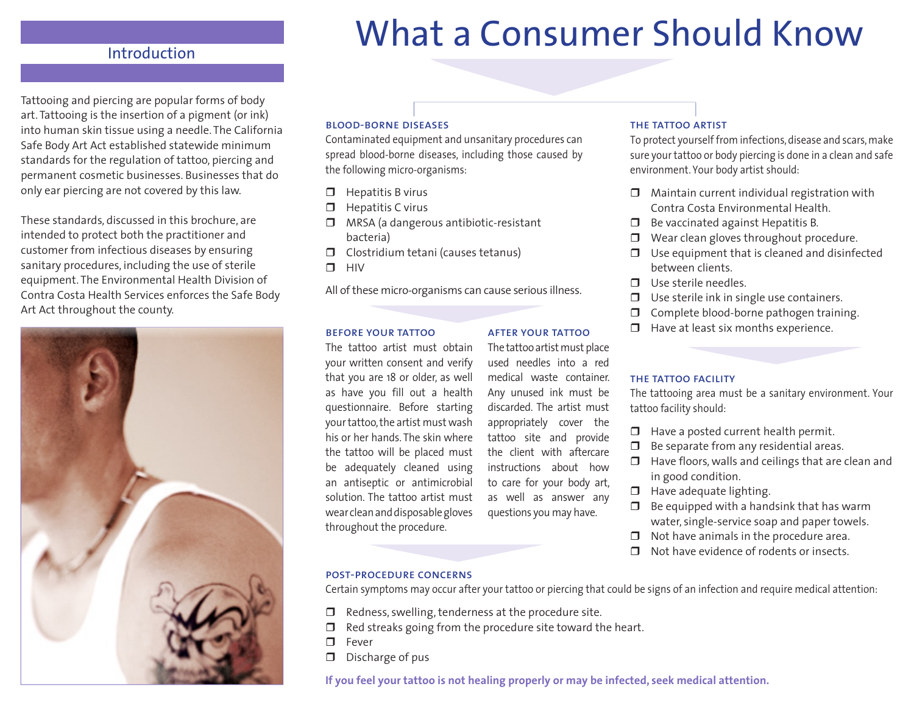## Introduction

Tattooing and piercing are popular forms of body art. Tattooing is the insertion of a pigment (or ink) into human skin tissue using a needle. The California Safe Body Art Act established statewide minimum standards for the regulation of tattoo, piercing and permanent cosmetic businesses. Businesses that do only ear piercing are not covered by this law.

These standards, discussed in this brochure, are intended to protect both the practitioner and customer from infectious diseases by ensuring sanitary procedures, including the use of sterile equipment. The Environmental Health Division of Contra Costa Health Services enforces the Safe Body Art Act throughout the county.

# What a Consumer Should Know

### BLOOD-BORNE DISEASES

Contaminated equipment and unsanitary procedures can spread blood-borne diseases, including those caused by the following micro-organisms:

- Hepatitis B virus
- Hepatitis C virus
- MRSA (a dangerous antibiotic-resistant bacteria)
- Clostridium tetani (causes tetanus)
- HIV

All of these micro-organisms can cause serious illness.

### BEFORE YOUR TATTOO

The tattoo artist must obtain your written consent and verify that you are 18 or older, as well as have you fill out a health questionnaire. Before starting your tattoo, the artist must wash his or her hands. The skin where the tattoo will be placed must be adequately cleaned using an antiseptic or antimicrobial solution. The tattoo artist must wear clean and disposable gloves throughout the procedure.

### AFTER YOUR TATTOO

The tattoo artist must place used needles into a red medical waste container. Any unused ink must be discarded. The artist must appropriately cover the tattoo site and provide the client with aftercare instructions about how to care for your body art, as well as answer any questions you may have.

### THE TATTOO ARTIST

To protect yourself from infections, disease and scars, make sure your tattoo or body piercing is done in a clean and safe environment. Your body artist should:

- Maintain current individual registration with Contra Costa Environmental Health.
- Be vaccinated against Hepatitis B.
- Wear clean gloves throughout procedure.
- Use equipment that is cleaned and disinfected between clients.
- Use sterile needles.
- Use sterile ink in single use containers.
- Complete blood-borne pathogen training.
- Have at least six months experience.

### THE TATTOO FACILITY

The tattooing area must be a sanitary environment. Your tattoo facility should:

- Have a posted current health permit.
- Be separate from any residential areas.
- Have floors, walls and ceilings that are clean and in good condition.
- Have adequate lighting.
- Be equipped with a handsink that has warm water, single-service soap and paper towels.
- Not have animals in the procedure area.
- Not have evidence of rodents or insects.

### POST-PROCEDURE CONCERNS

Certain symptoms may occur after your tattoo or piercing that could be signs of an infection and require medical attention:

- Redness, swelling, tenderness at the procedure site.
- Red streaks going from the procedure site toward the heart.
- Fever
- Discharge of pus

**If you feel your tattoo is not healing properly or may be infected, seek medical attention.**